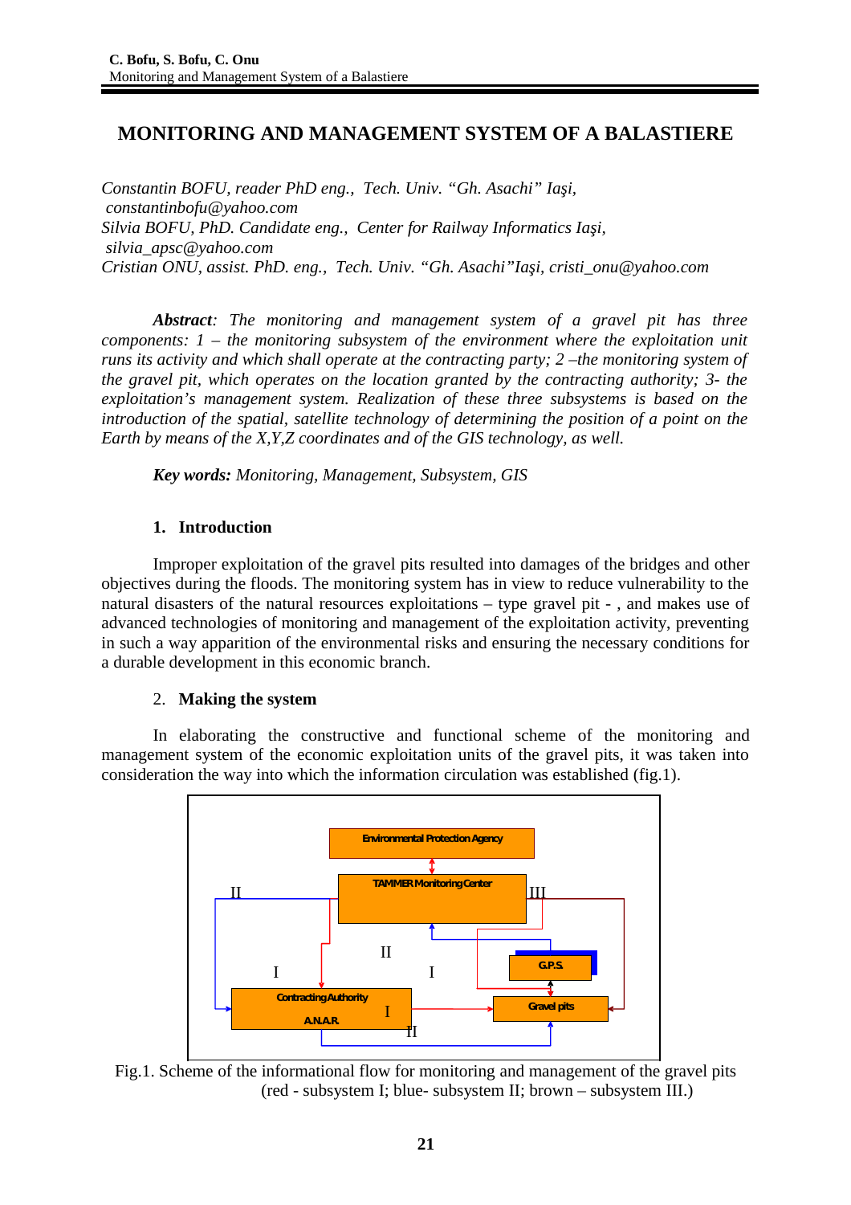# MONITORING AND MANAGEMENT SYSTEM OF A BALASTIERE

*Constantin BOFU, reader PhD eng., Tech. Univ. "Gh. Asachi" Iaşi, constantinbofu@yahoo.com*
*Silvia BOFU, PhD. Candidate eng., Center for Railway Informatics Iaşi, silvia_apsc@yahoo.com*
*Cristian ONU, assist. PhD. eng., Tech. Univ. "Gh. Asachi"Iaşi, cristi_onu@yahoo.com*

***Abstract**: The monitoring and management system of a gravel pit has three components: 1 – the monitoring subsystem of the environment where the exploitation unit runs its activity and which shall operate at the contracting party; 2 –the monitoring system of the gravel pit, which operates on the location granted by the contracting authority; 3- the exploitation's management system. Realization of these three subsystems is based on the introduction of the spatial, satellite technology of determining the position of a point on the Earth by means of the X,Y,Z coordinates and of the GIS technology, as well.*

***Key words:** Monitoring, Management, Subsystem, GIS*

## 1. Introduction

Improper exploitation of the gravel pits resulted into damages of the bridges and other objectives during the floods. The monitoring system has in view to reduce vulnerability to the natural disasters of the natural resources exploitations – type gravel pit - , and makes use of advanced technologies of monitoring and management of the exploitation activity, preventing in such a way apparition of the environmental risks and ensuring the necessary conditions for a durable development in this economic branch.

## 2. Making the system

In elaborating the constructive and functional scheme of the monitoring and management system of the economic exploitation units of the gravel pits, it was taken into consideration the way into which the information circulation was established (fig.1).

Environmental Protection Agency

TAMMER Monitoring Center

G.P.S.

Contracting Authority A.N.A.R.

Gravel pits

Fig.1. Scheme of the informational flow for monitoring and management of the gravel pits (red - subsystem I; blue- subsystem II; brown – subsystem III.)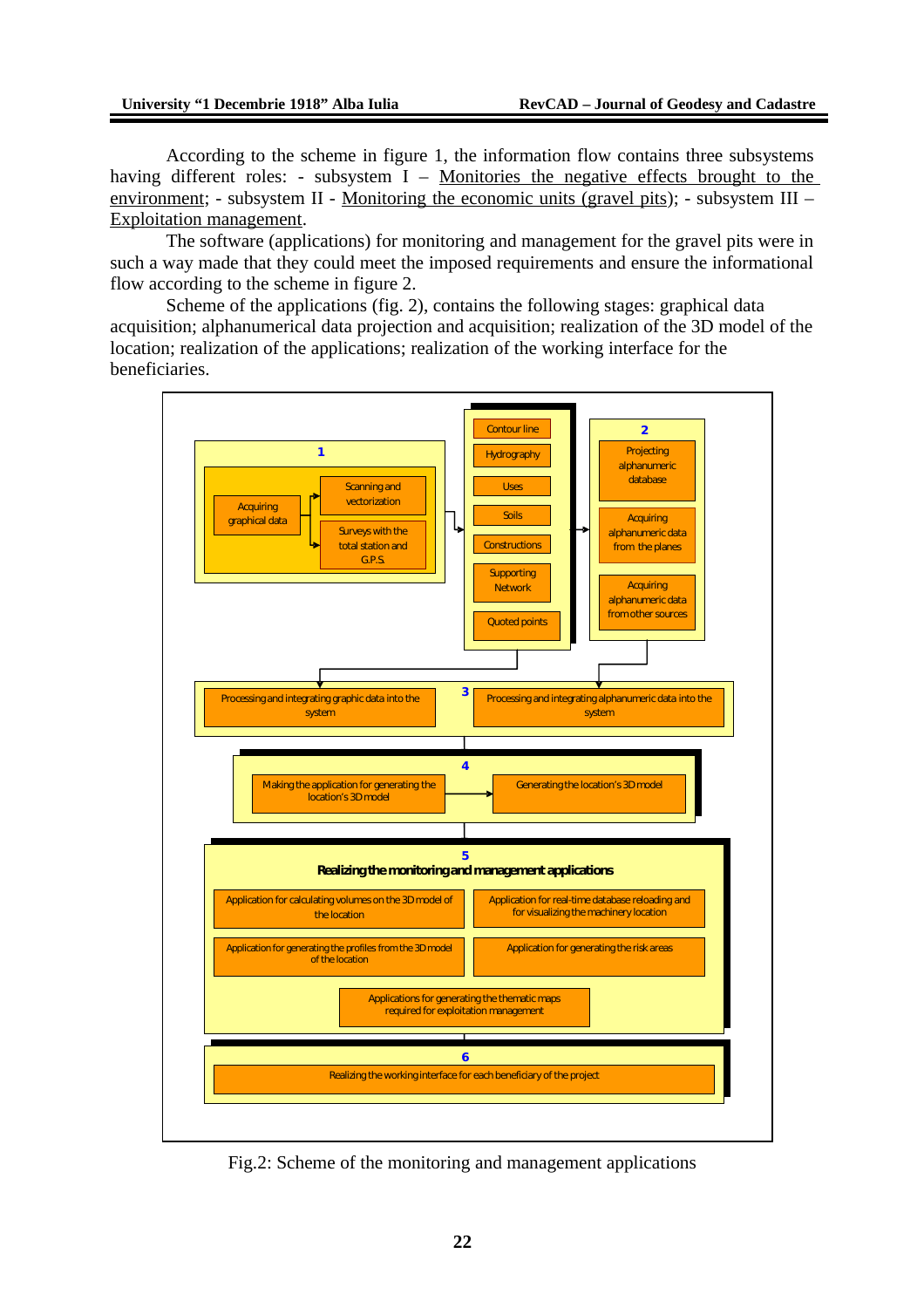According to the scheme in figure 1, the information flow contains three subsystems having different roles: - subsystem I – Monitories the negative effects brought to the environment; - subsystem II - Monitoring the economic units (gravel pits); - subsystem III – Exploitation management.

The software (applications) for monitoring and management for the gravel pits were in such a way made that they could meet the imposed requirements and ensure the informational flow according to the scheme in figure 2.

Scheme of the applications (fig. 2), contains the following stages: graphical data acquisition; alphanumerical data projection and acquisition; realization of the 3D model of the location; realization of the applications; realization of the working interface for the beneficiaries.

Fig.2: Scheme of the monitoring and management applications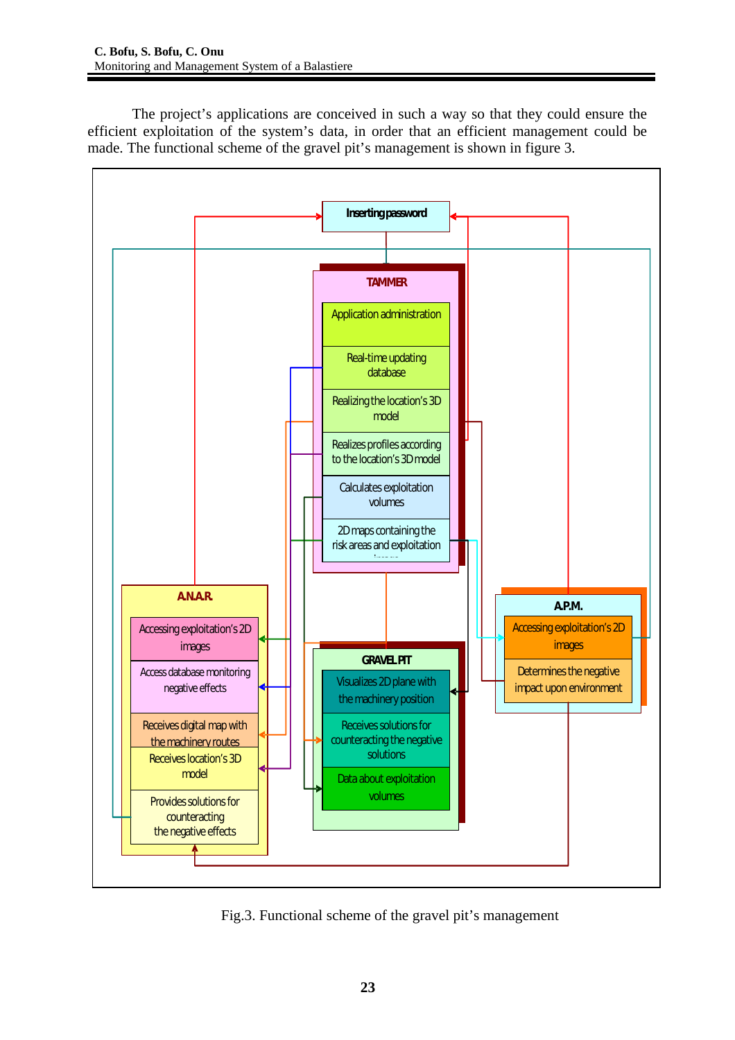The project's applications are conceived in such a way so that they could ensure the efficient exploitation of the system's data, in order that an efficient management could be made. The functional scheme of the gravel pit's management is shown in figure 3.

Fig.3. Functional scheme of the gravel pit's management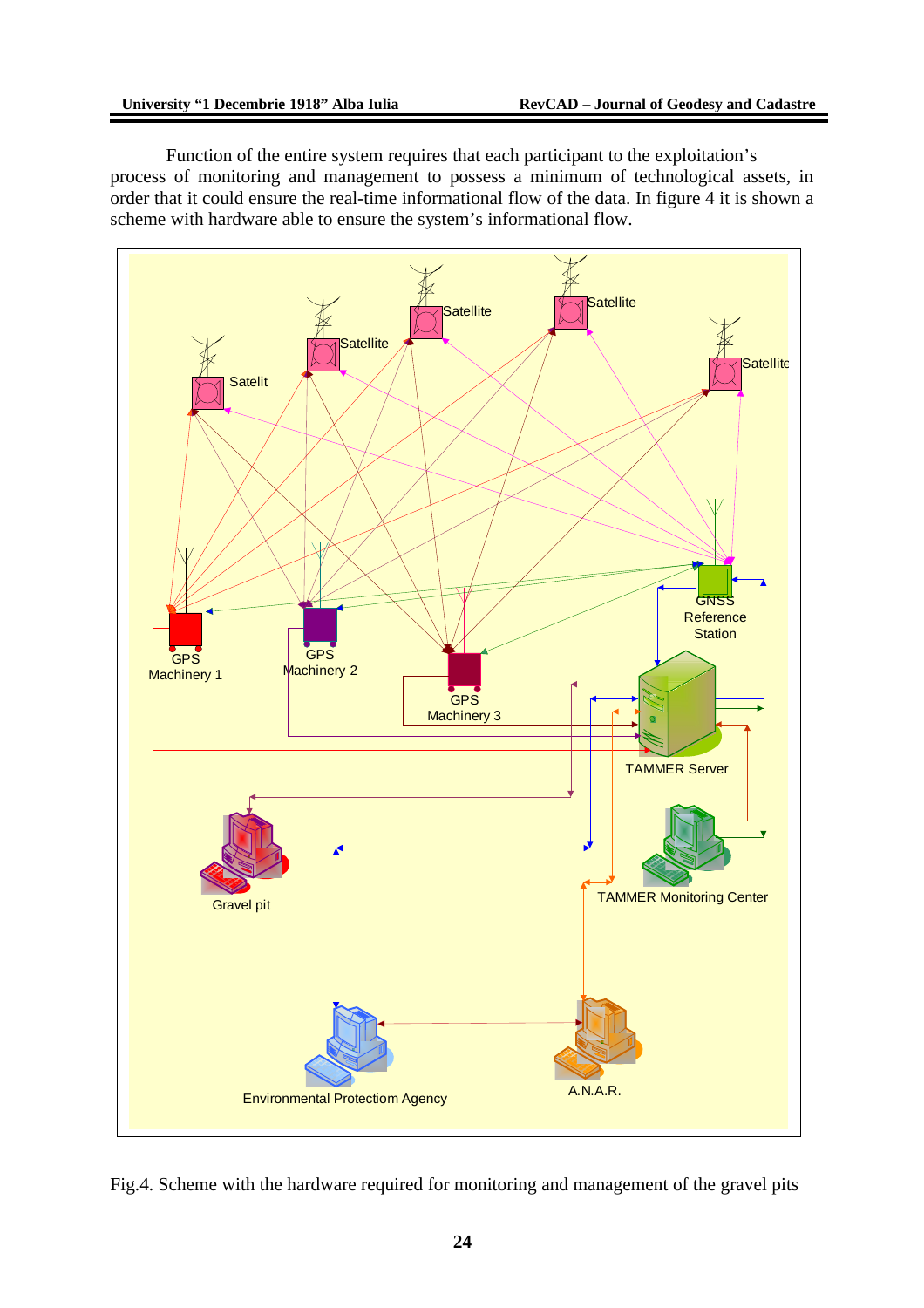Function of the entire system requires that each participant to the exploitation's process of monitoring and management to possess a minimum of technological assets, in order that it could ensure the real-time informational flow of the data. In figure 4 it is shown a scheme with hardware able to ensure the system's informational flow.

Fig.4. Scheme with the hardware required for monitoring and management of the gravel pits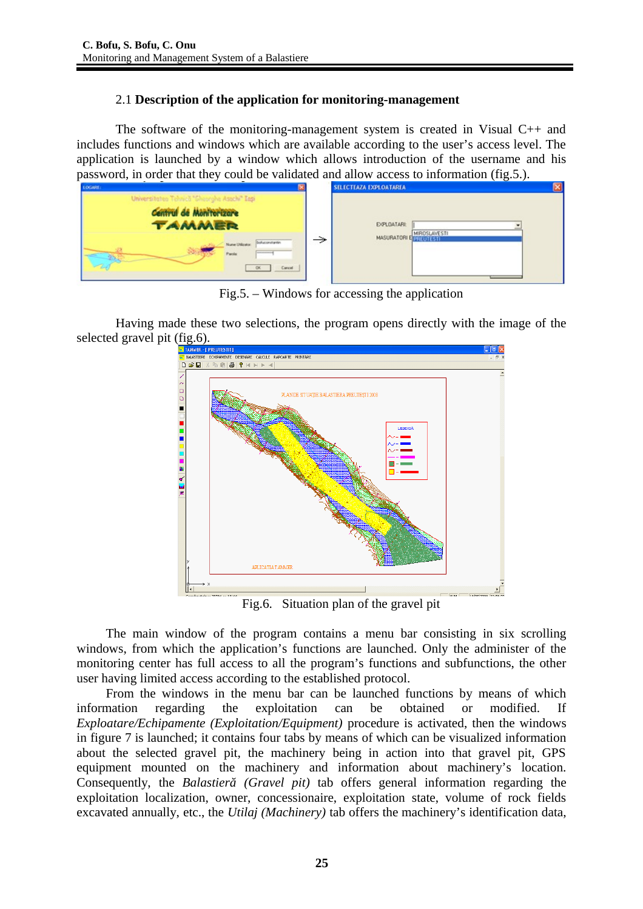### 2.1 **Description of the application for monitoring-management**

The software of the monitoring-management system is created in Visual C++ and includes functions and windows which are available according to the user's access level. The application is launched by a window which allows introduction of the username and his password, in order that they could be validated and allow access to information (fig.5.).

Fig.5. – Windows for accessing the application

Having made these two selections, the program opens directly with the image of the selected gravel pit (fig.6).

Fig.6. Situation plan of the gravel pit

The main window of the program contains a menu bar consisting in six scrolling windows, from which the application's functions are launched. Only the administer of the monitoring center has full access to all the program's functions and subfunctions, the other user having limited access according to the established protocol.

From the windows in the menu bar can be launched functions by means of which information regarding the exploitation can be obtained or modified. If *Exploatare/Echipamente (Exploitation/Equipment)* procedure is activated, then the windows in figure 7 is launched; it contains four tabs by means of which can be visualized information about the selected gravel pit, the machinery being in action into that gravel pit, GPS equipment mounted on the machinery and information about machinery's location. Consequently, the *Balastieră (Gravel pit)* tab offers general information regarding the exploitation localization, owner, concessionaire, exploitation state, volume of rock fields excavated annually, etc., the *Utilaj (Machinery)* tab offers the machinery's identification data,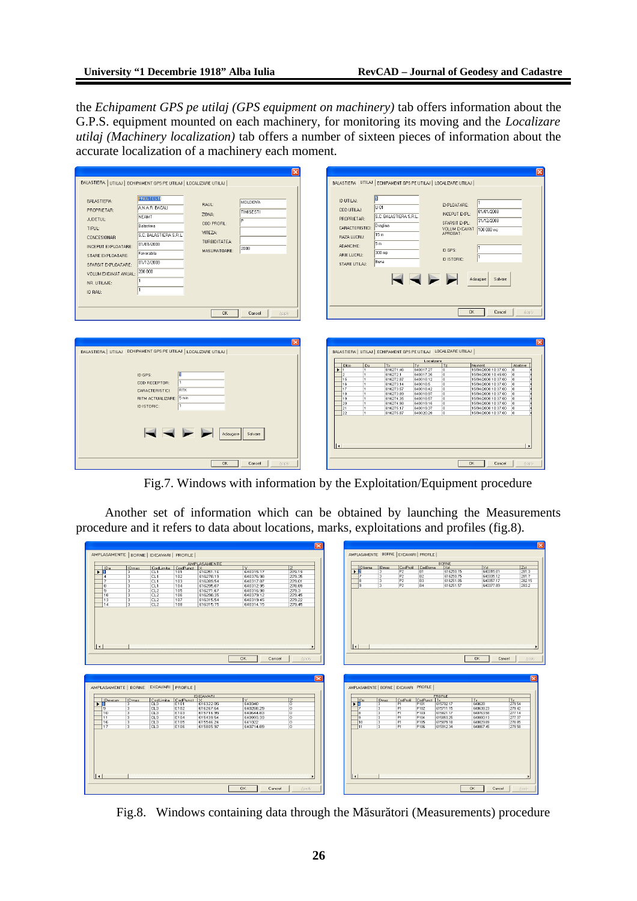the *Echipament GPS pe utilaj (GPS equipment on machinery)* tab offers information about the G.P.S. equipment mounted on each machinery, for monitoring its moving and the *Localizare utilaj (Machinery localization)* tab offers a number of sixteen pieces of information about the accurate localization of a machinery each moment.

Fig.7. Windows with information by the Exploitation/Equipment procedure

Another set of information which can be obtained by launching the Measurements procedure and it refers to data about locations, marks, exploitations and profiles (fig.8).

Fig.8. Windows containing data through the Măsurători (Measurements) procedure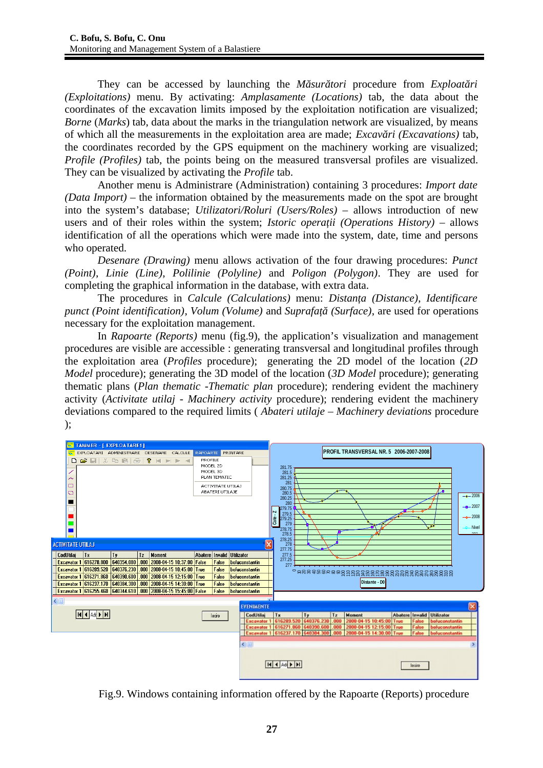They can be accessed by launching the *Măsurători* procedure from *Exploatări (Exploitations)* menu. By activating: *Amplasamente (Locations)* tab, the data about the coordinates of the excavation limits imposed by the exploitation notification are visualized; *Borne* (*Marks*) tab, data about the marks in the triangulation network are visualized, by means of which all the measurements in the exploitation area are made; *Excavări (Excavations)* tab, the coordinates recorded by the GPS equipment on the machinery working are visualized; *Profile (Profiles)* tab, the points being on the measured transversal profiles are visualized. They can be visualized by activating the *Profile* tab.

Another menu is Administrare (Administration) containing 3 procedures: *Import date (Data Import)* – the information obtained by the measurements made on the spot are brought into the system's database; *Utilizatori/Roluri (Users/Roles)* – allows introduction of new users and of their roles within the system; *Istoric operații (Operations History)* – allows identification of all the operations which were made into the system, date, time and persons who operated.

*Desenare (Drawing)* menu allows activation of the four drawing procedures: *Punct (Point)*, *Linie (Line)*, *Polilinie (Polyline)* and *Poligon (Polygon)*. They are used for completing the graphical information in the database, with extra data.

The procedures in *Calcule (Calculations)* menu: *Distanța (Distance)*, *Identificare punct (Point identification)*, *Volum (Volume)* and *Suprafață (Surface)*, are used for operations necessary for the exploitation management.

In *Rapoarte (Reports)* menu (fig.9), the application's visualization and management procedures are visible are accessible : generating transversal and longitudinal profiles through the exploitation area (*Profiles* procedure); generating the 2D model of the location (*2D Model* procedure); generating the 3D model of the location (*3D Model* procedure); generating thematic plans (*Plan thematic -Thematic plan* procedure); rendering evident the machinery activity (*Activitate utilaj - Machinery activity* procedure); rendering evident the machinery deviations compared to the required limits ( *Abateri utilaje – Machinery deviations* procedure );

Fig.9. Windows containing information offered by the Rapoarte (Reports) procedure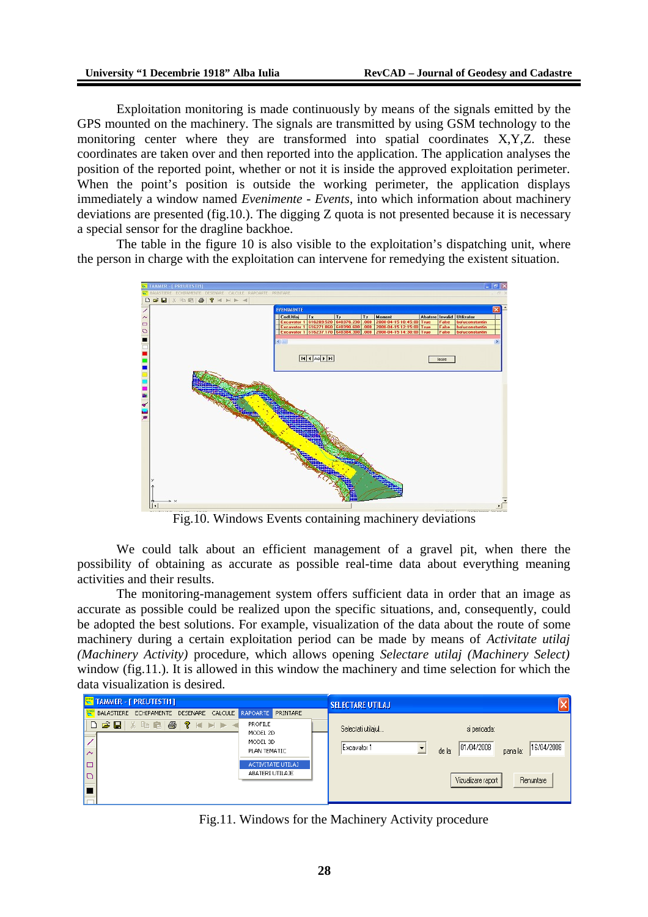Exploitation monitoring is made continuously by means of the signals emitted by the GPS mounted on the machinery. The signals are transmitted by using GSM technology to the monitoring center where they are transformed into spatial coordinates X,Y,Z. these coordinates are taken over and then reported into the application. The application analyses the position of the reported point, whether or not it is inside the approved exploitation perimeter. When the point's position is outside the working perimeter, the application displays immediately a window named *Evenimente - Events*, into which information about machinery deviations are presented (fig.10.). The digging Z quota is not presented because it is necessary a special sensor for the dragline backhoe.

The table in the figure 10 is also visible to the exploitation's dispatching unit, where the person in charge with the exploitation can intervene for remedying the existent situation.

Fig.10. Windows Events containing machinery deviations

We could talk about an efficient management of a gravel pit, when there the possibility of obtaining as accurate as possible real-time data about everything meaning activities and their results.

The monitoring-management system offers sufficient data in order that an image as accurate as possible could be realized upon the specific situations, and, consequently, could be adopted the best solutions. For example, visualization of the data about the route of some machinery during a certain exploitation period can be made by means of *Activitate utilaj (Machinery Activity)* procedure, which allows opening *Selectare utilaj (Machinery Select)* window (fig.11.). It is allowed in this window the machinery and time selection for which the data visualization is desired.

Fig.11. Windows for the Machinery Activity procedure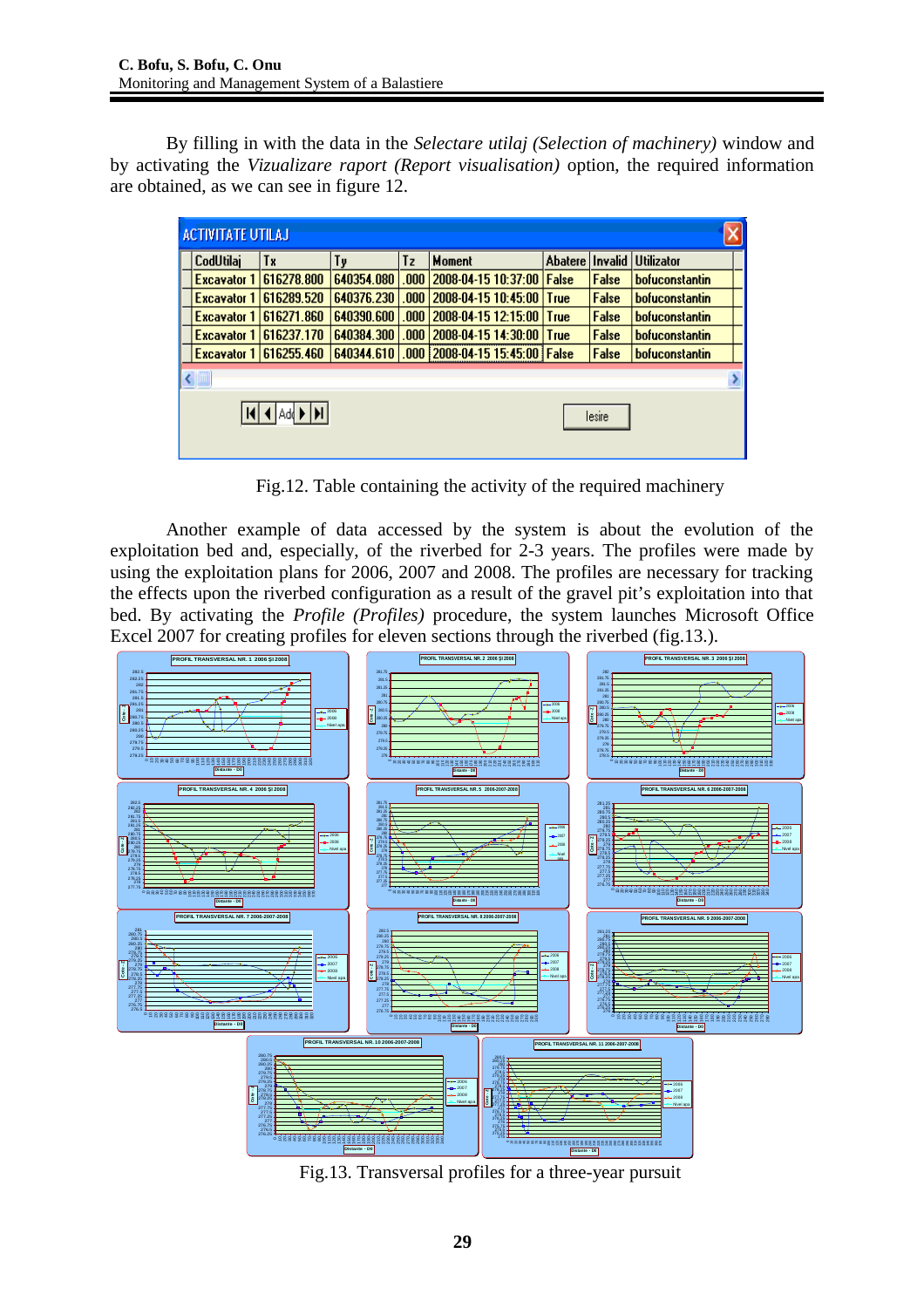By filling in with the data in the *Selectare utilaj (Selection of machinery)* window and by activating the *Vizualizare raport (Report visualisation)* option, the required information are obtained, as we can see in figure 12.

| CodUtilaj | Tx | Ty | Tz | Moment | Abatere | Invalid | Utilizator |
|---|---|---|---|---|---|---|---|
| Excavator 1 | 616278.800 | 640354.080 | .000 | 2008-04-15 10:37:00 | False | False | bofuconstantin |
| Excavator 1 | 616289.520 | 640376.230 | .000 | 2008-04-15 10:45:00 | True | False | bofuconstantin |
| Excavator 1 | 616271.860 | 640390.600 | .000 | 2008-04-15 12:15:00 | True | False | bofuconstantin |
| Excavator 1 | 616237.170 | 640384.300 | .000 | 2008-04-15 14:30:00 | True | False | bofuconstantin |
| Excavator 1 | 616255.460 | 640344.610 | .000 | 2008-04-15 15:45:00 | False | False | bofuconstantin |

Fig.12. Table containing the activity of the required machinery

Another example of data accessed by the system is about the evolution of the exploitation bed and, especially, of the riverbed for 2-3 years. The profiles were made by using the exploitation plans for 2006, 2007 and 2008. The profiles are necessary for tracking the effects upon the riverbed configuration as a result of the gravel pit's exploitation into that bed. By activating the *Profile (Profiles)* procedure, the system launches Microsoft Office Excel 2007 for creating profiles for eleven sections through the riverbed (fig.13.).

Fig.13. Transversal profiles for a three-year pursuit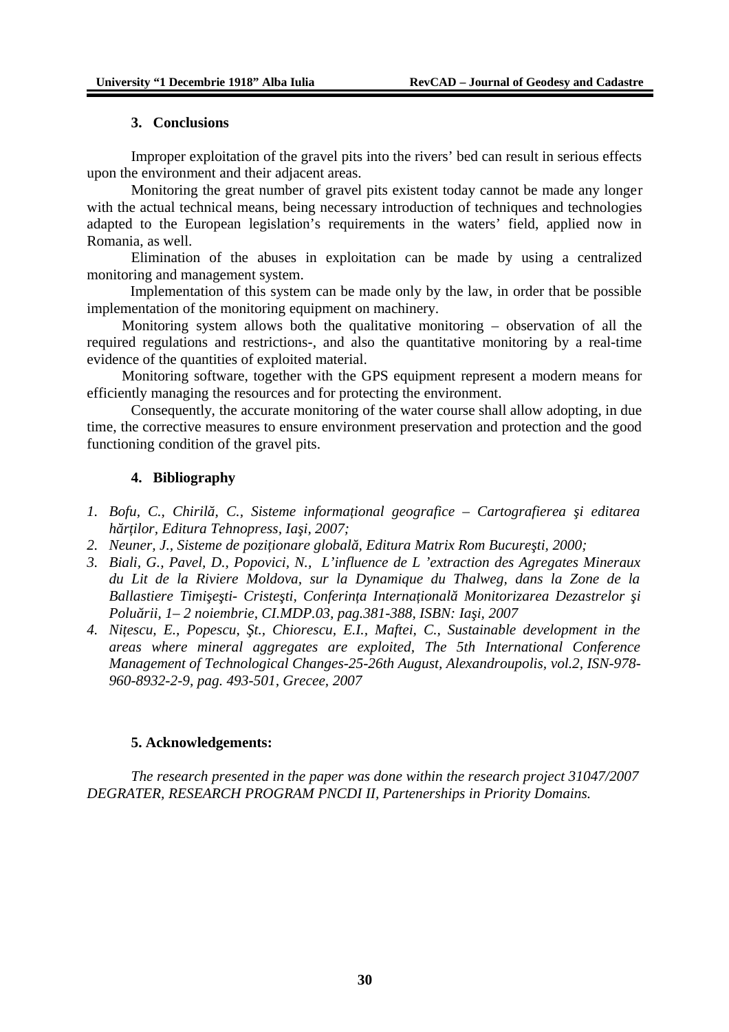## 3. Conclusions

Improper exploitation of the gravel pits into the rivers' bed can result in serious effects upon the environment and their adjacent areas.

Monitoring the great number of gravel pits existent today cannot be made any longer with the actual technical means, being necessary introduction of techniques and technologies adapted to the European legislation's requirements in the waters' field, applied now in Romania, as well.

Elimination of the abuses in exploitation can be made by using a centralized monitoring and management system.

Implementation of this system can be made only by the law, in order that be possible implementation of the monitoring equipment on machinery.

Monitoring system allows both the qualitative monitoring – observation of all the required regulations and restrictions-, and also the quantitative monitoring by a real-time evidence of the quantities of exploited material.

Monitoring software, together with the GPS equipment represent a modern means for efficiently managing the resources and for protecting the environment.

Consequently, the accurate monitoring of the water course shall allow adopting, in due time, the corrective measures to ensure environment preservation and protection and the good functioning condition of the gravel pits.

## 4. Bibliography

1. *Bofu, C., Chirilă, C., Sisteme informațional geografice – Cartografierea şi editarea hărților, Editura Tehnopress, Iaşi, 2007;*
2. *Neuner, J., Sisteme de poziționare globală, Editura Matrix Rom Bucureşti, 2000;*
3. *Biali, G., Pavel, D., Popovici, N., L'influence de L 'extraction des Agregates Mineraux du Lit de la Riviere Moldova, sur la Dynamique du Thalweg, dans la Zone de la Ballastiere Timişeşti- Cristeşti, Conferința Internațională Monitorizarea Dezastrelor şi Poluării, 1– 2 noiembrie, CI.MDP.03, pag.381-388, ISBN: Iaşi, 2007*
4. *Nițescu, E., Popescu, Şt., Chiorescu, E.I., Maftei, C., Sustainable development in the areas where mineral aggregates are exploited, The 5th International Conference Management of Technological Changes-25-26th August, Alexandroupolis, vol.2, ISN-978-960-8932-2-9, pag. 493-501, Grecee, 2007*

## 5. Acknowledgements:

*The research presented in the paper was done within the research project 31047/2007 DEGRATER, RESEARCH PROGRAM PNCDI II, Partenerships in Priority Domains.*